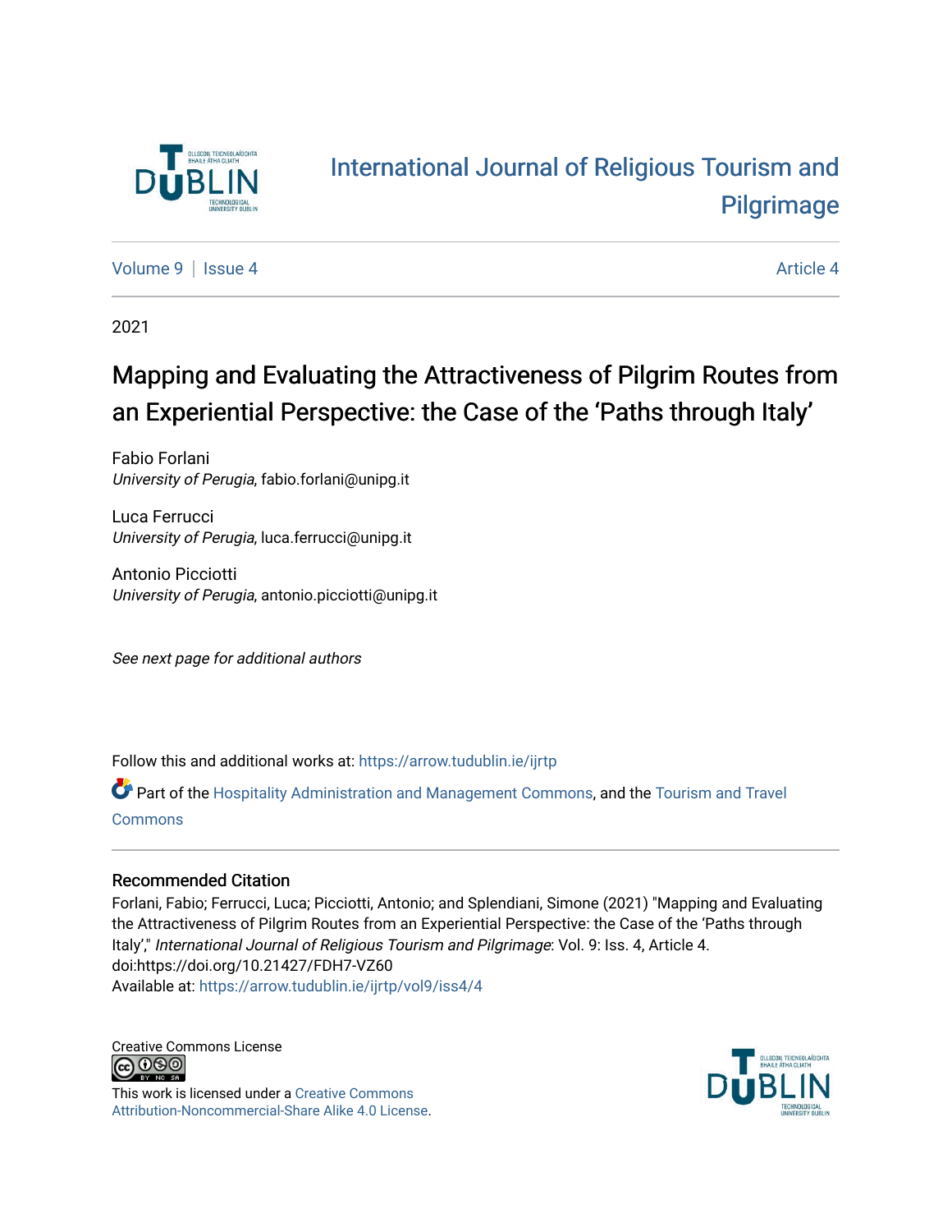International Journal of Religious Tourism and Pilgrimage

Volume 9 | Issue 4 Article 4

2021

# Mapping and Evaluating the Attractiveness of Pilgrim Routes from an Experiential Perspective: the Case of the 'Paths through Italy'

Fabio Forlani
*University of Perugia*, fabio.forlani@unipg.it

Luca Ferrucci
*University of Perugia*, luca.ferrucci@unipg.it

Antonio Picciotti
*University of Perugia*, antonio.picciotti@unipg.it

*See next page for additional authors*

Follow this and additional works at: https://arrow.tudublin.ie/ijrtp

Part of the Hospitality Administration and Management Commons, and the Tourism and Travel Commons

## Recommended Citation

Forlani, Fabio; Ferrucci, Luca; Picciotti, Antonio; and Splendiani, Simone (2021) "Mapping and Evaluating the Attractiveness of Pilgrim Routes from an Experiential Perspective: the Case of the 'Paths through Italy'," *International Journal of Religious Tourism and Pilgrimage*: Vol. 9: Iss. 4, Article 4.
doi:https://doi.org/10.21427/FDH7-VZ60
Available at: https://arrow.tudublin.ie/ijrtp/vol9/iss4/4

Creative Commons License

This work is licensed under a Creative Commons Attribution-Noncommercial-Share Alike 4.0 License.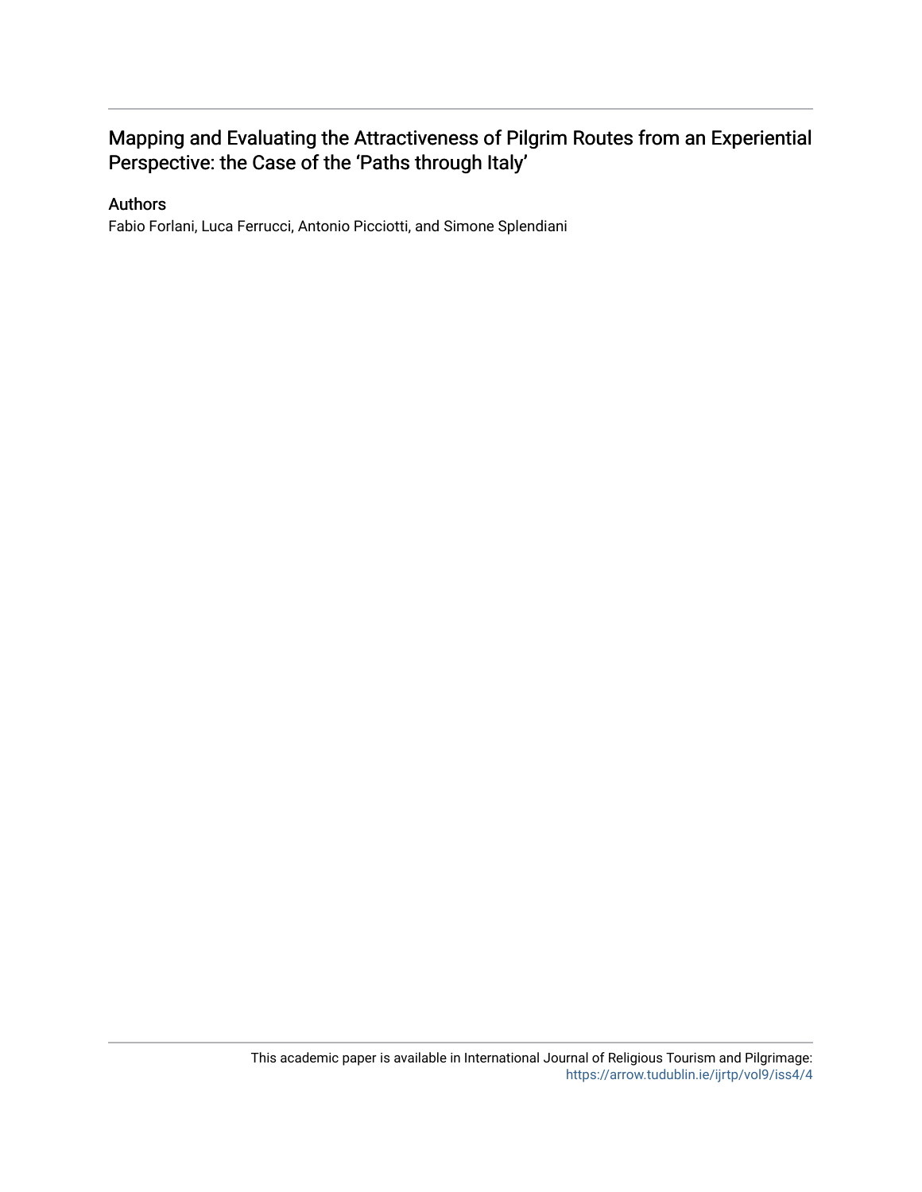# Mapping and Evaluating the Attractiveness of Pilgrim Routes from an Experiential Perspective: the Case of the 'Paths through Italy'

## Authors

Fabio Forlani, Luca Ferrucci, Antonio Picciotti, and Simone Splendiani

This academic paper is available in International Journal of Religious Tourism and Pilgrimage: https://arrow.tudublin.ie/ijrtp/vol9/iss4/4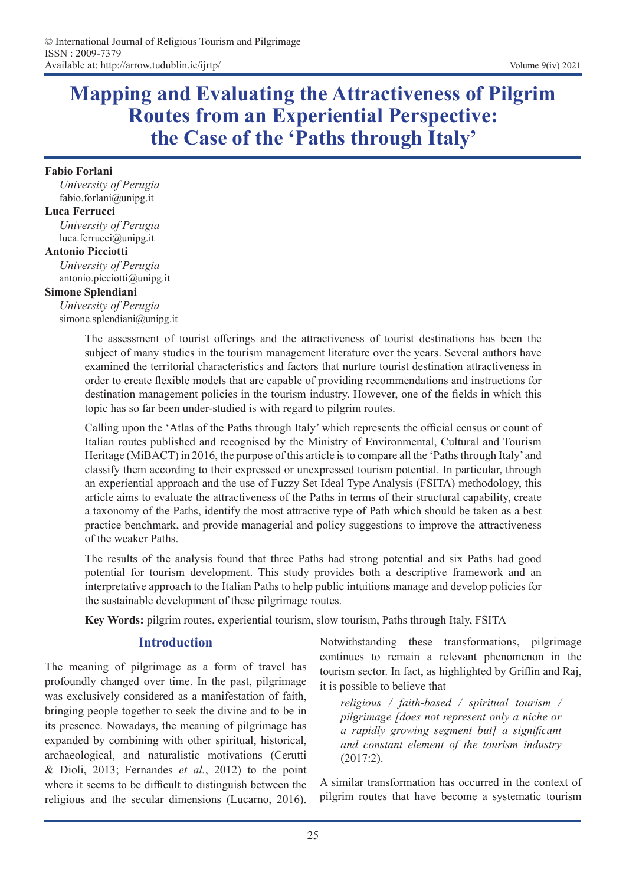# Mapping and Evaluating the Attractiveness of Pilgrim Routes from an Experiential Perspective: the Case of the 'Paths through Italy'

**Fabio Forlani**
*University of Perugia*
fabio.forlani@unipg.it

**Luca Ferrucci**
*University of Perugia*
luca.ferrucci@unipg.it

**Antonio Picciotti**
*University of Perugia*
antonio.picciotti@unipg.it

**Simone Splendiani**
*University of Perugia*
simone.splendiani@unipg.it

The assessment of tourist offerings and the attractiveness of tourist destinations has been the subject of many studies in the tourism management literature over the years. Several authors have examined the territorial characteristics and factors that nurture tourist destination attractiveness in order to create flexible models that are capable of providing recommendations and instructions for destination management policies in the tourism industry. However, one of the fields in which this topic has so far been under-studied is with regard to pilgrim routes.

Calling upon the 'Atlas of the Paths through Italy' which represents the official census or count of Italian routes published and recognised by the Ministry of Environmental, Cultural and Tourism Heritage (MiBACT) in 2016, the purpose of this article is to compare all the 'Paths through Italy' and classify them according to their expressed or unexpressed tourism potential. In particular, through an experiential approach and the use of Fuzzy Set Ideal Type Analysis (FSITA) methodology, this article aims to evaluate the attractiveness of the Paths in terms of their structural capability, create a taxonomy of the Paths, identify the most attractive type of Path which should be taken as a best practice benchmark, and provide managerial and policy suggestions to improve the attractiveness of the weaker Paths.

The results of the analysis found that three Paths had strong potential and six Paths had good potential for tourism development. This study provides both a descriptive framework and an interpretative approach to the Italian Paths to help public intuitions manage and develop policies for the sustainable development of these pilgrimage routes.

**Key Words:** pilgrim routes, experiential tourism, slow tourism, Paths through Italy, FSITA

## Introduction

The meaning of pilgrimage as a form of travel has profoundly changed over time. In the past, pilgrimage was exclusively considered as a manifestation of faith, bringing people together to seek the divine and to be in its presence. Nowadays, the meaning of pilgrimage has expanded by combining with other spiritual, historical, archaeological, and naturalistic motivations (Cerutti & Dioli, 2013; Fernandes *et al.*, 2012) to the point where it seems to be difficult to distinguish between the religious and the secular dimensions (Lucarno, 2016). Notwithstanding these transformations, pilgrimage continues to remain a relevant phenomenon in the tourism sector. In fact, as highlighted by Griffin and Raj, it is possible to believe that

> *religious / faith-based / spiritual tourism / pilgrimage [does not represent only a niche or a rapidly growing segment but] a significant and constant element of the tourism industry* (2017:2).

A similar transformation has occurred in the context of pilgrim routes that have become a systematic tourism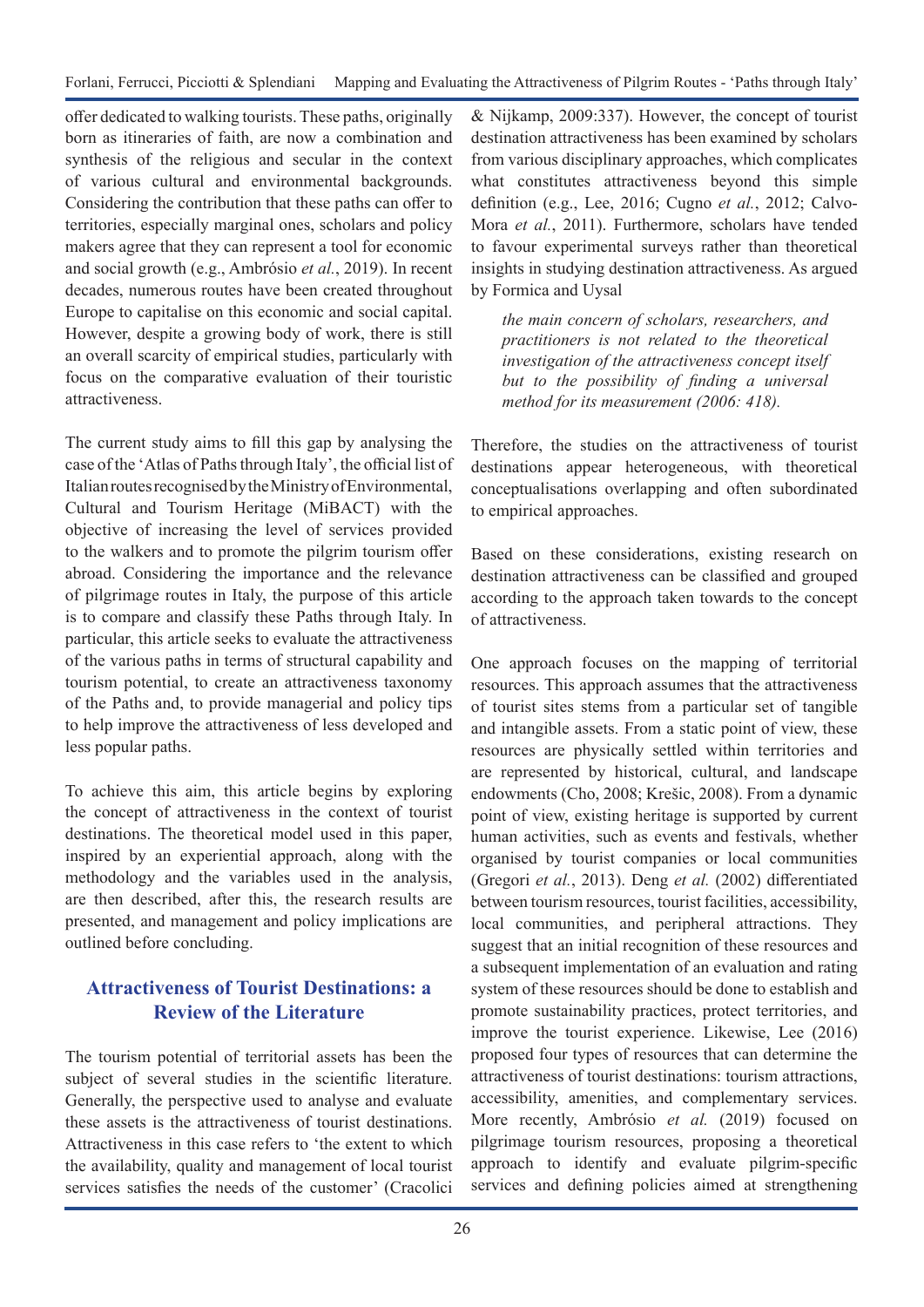offer dedicated to walking tourists. These paths, originally born as itineraries of faith, are now a combination and synthesis of the religious and secular in the context of various cultural and environmental backgrounds. Considering the contribution that these paths can offer to territories, especially marginal ones, scholars and policy makers agree that they can represent a tool for economic and social growth (e.g., Ambrósio *et al.*, 2019). In recent decades, numerous routes have been created throughout Europe to capitalise on this economic and social capital. However, despite a growing body of work, there is still an overall scarcity of empirical studies, particularly with focus on the comparative evaluation of their touristic attractiveness.

The current study aims to fill this gap by analysing the case of the 'Atlas of Paths through Italy', the official list of Italian routes recognised by the Ministry of Environmental, Cultural and Tourism Heritage (MiBACT) with the objective of increasing the level of services provided to the walkers and to promote the pilgrim tourism offer abroad. Considering the importance and the relevance of pilgrimage routes in Italy, the purpose of this article is to compare and classify these Paths through Italy. In particular, this article seeks to evaluate the attractiveness of the various paths in terms of structural capability and tourism potential, to create an attractiveness taxonomy of the Paths and, to provide managerial and policy tips to help improve the attractiveness of less developed and less popular paths.

To achieve this aim, this article begins by exploring the concept of attractiveness in the context of tourist destinations. The theoretical model used in this paper, inspired by an experiential approach, along with the methodology and the variables used in the analysis, are then described, after this, the research results are presented, and management and policy implications are outlined before concluding.

## Attractiveness of Tourist Destinations: a Review of the Literature

The tourism potential of territorial assets has been the subject of several studies in the scientific literature. Generally, the perspective used to analyse and evaluate these assets is the attractiveness of tourist destinations. Attractiveness in this case refers to 'the extent to which the availability, quality and management of local tourist services satisfies the needs of the customer' (Cracolici & Nijkamp, 2009:337). However, the concept of tourist destination attractiveness has been examined by scholars from various disciplinary approaches, which complicates what constitutes attractiveness beyond this simple definition (e.g., Lee, 2016; Cugno *et al.*, 2012; Calvo-Mora *et al.*, 2011). Furthermore, scholars have tended to favour experimental surveys rather than theoretical insights in studying destination attractiveness. As argued by Formica and Uysal

> *the main concern of scholars, researchers, and practitioners is not related to the theoretical investigation of the attractiveness concept itself but to the possibility of finding a universal method for its measurement (2006: 418).*

Therefore, the studies on the attractiveness of tourist destinations appear heterogeneous, with theoretical conceptualisations overlapping and often subordinated to empirical approaches.

Based on these considerations, existing research on destination attractiveness can be classified and grouped according to the approach taken towards to the concept of attractiveness.

One approach focuses on the mapping of territorial resources. This approach assumes that the attractiveness of tourist sites stems from a particular set of tangible and intangible assets. From a static point of view, these resources are physically settled within territories and are represented by historical, cultural, and landscape endowments (Cho, 2008; Krešic, 2008). From a dynamic point of view, existing heritage is supported by current human activities, such as events and festivals, whether organised by tourist companies or local communities (Gregori *et al.*, 2013). Deng *et al.* (2002) differentiated between tourism resources, tourist facilities, accessibility, local communities, and peripheral attractions. They suggest that an initial recognition of these resources and a subsequent implementation of an evaluation and rating system of these resources should be done to establish and promote sustainability practices, protect territories, and improve the tourist experience. Likewise, Lee (2016) proposed four types of resources that can determine the attractiveness of tourist destinations: tourism attractions, accessibility, amenities, and complementary services. More recently, Ambrósio *et al.* (2019) focused on pilgrimage tourism resources, proposing a theoretical approach to identify and evaluate pilgrim-specific services and defining policies aimed at strengthening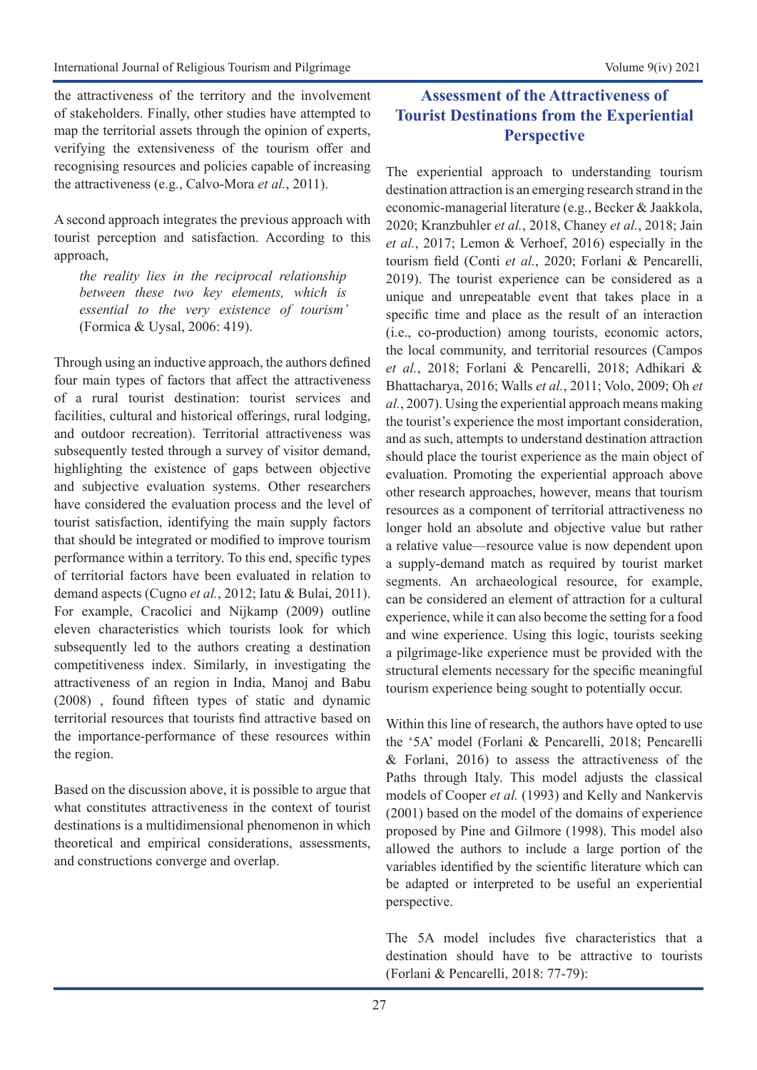the attractiveness of the territory and the involvement of stakeholders. Finally, other studies have attempted to map the territorial assets through the opinion of experts, verifying the extensiveness of the tourism offer and recognising resources and policies capable of increasing the attractiveness (e.g., Calvo-Mora *et al.*, 2011).

A second approach integrates the previous approach with tourist perception and satisfaction. According to this approach,

> *the reality lies in the reciprocal relationship between these two key elements, which is essential to the very existence of tourism'* (Formica & Uysal, 2006: 419).

Through using an inductive approach, the authors defined four main types of factors that affect the attractiveness of a rural tourist destination: tourist services and facilities, cultural and historical offerings, rural lodging, and outdoor recreation). Territorial attractiveness was subsequently tested through a survey of visitor demand, highlighting the existence of gaps between objective and subjective evaluation systems. Other researchers have considered the evaluation process and the level of tourist satisfaction, identifying the main supply factors that should be integrated or modified to improve tourism performance within a territory. To this end, specific types of territorial factors have been evaluated in relation to demand aspects (Cugno *et al.*, 2012; Iatu & Bulai, 2011). For example, Cracolici and Nijkamp (2009) outline eleven characteristics which tourists look for which subsequently led to the authors creating a destination competitiveness index. Similarly, in investigating the attractiveness of an region in India, Manoj and Babu (2008) , found fifteen types of static and dynamic territorial resources that tourists find attractive based on the importance-performance of these resources within the region.

Based on the discussion above, it is possible to argue that what constitutes attractiveness in the context of tourist destinations is a multidimensional phenomenon in which theoretical and empirical considerations, assessments, and constructions converge and overlap.

## Assessment of the Attractiveness of Tourist Destinations from the Experiential Perspective

The experiential approach to understanding tourism destination attraction is an emerging research strand in the economic-managerial literature (e.g., Becker & Jaakkola, 2020; Kranzbuhler *et al.*, 2018, Chaney *et al.*, 2018; Jain *et al.*, 2017; Lemon & Verhoef, 2016) especially in the tourism field (Conti *et al.*, 2020; Forlani & Pencarelli, 2019). The tourist experience can be considered as a unique and unrepeatable event that takes place in a specific time and place as the result of an interaction (i.e., co-production) among tourists, economic actors, the local community, and territorial resources (Campos *et al.*, 2018; Forlani & Pencarelli, 2018; Adhikari & Bhattacharya, 2016; Walls *et al.*, 2011; Volo, 2009; Oh *et al.*, 2007). Using the experiential approach means making the tourist's experience the most important consideration, and as such, attempts to understand destination attraction should place the tourist experience as the main object of evaluation. Promoting the experiential approach above other research approaches, however, means that tourism resources as a component of territorial attractiveness no longer hold an absolute and objective value but rather a relative value—resource value is now dependent upon a supply-demand match as required by tourist market segments. An archaeological resource, for example, can be considered an element of attraction for a cultural experience, while it can also become the setting for a food and wine experience. Using this logic, tourists seeking a pilgrimage-like experience must be provided with the structural elements necessary for the specific meaningful tourism experience being sought to potentially occur.

Within this line of research, the authors have opted to use the '5A' model (Forlani & Pencarelli, 2018; Pencarelli & Forlani, 2016) to assess the attractiveness of the Paths through Italy. This model adjusts the classical models of Cooper *et al.* (1993) and Kelly and Nankervis (2001) based on the model of the domains of experience proposed by Pine and Gilmore (1998). This model also allowed the authors to include a large portion of the variables identified by the scientific literature which can be adapted or interpreted to be useful an experiential perspective.

The 5A model includes five characteristics that a destination should have to be attractive to tourists (Forlani & Pencarelli, 2018: 77-79):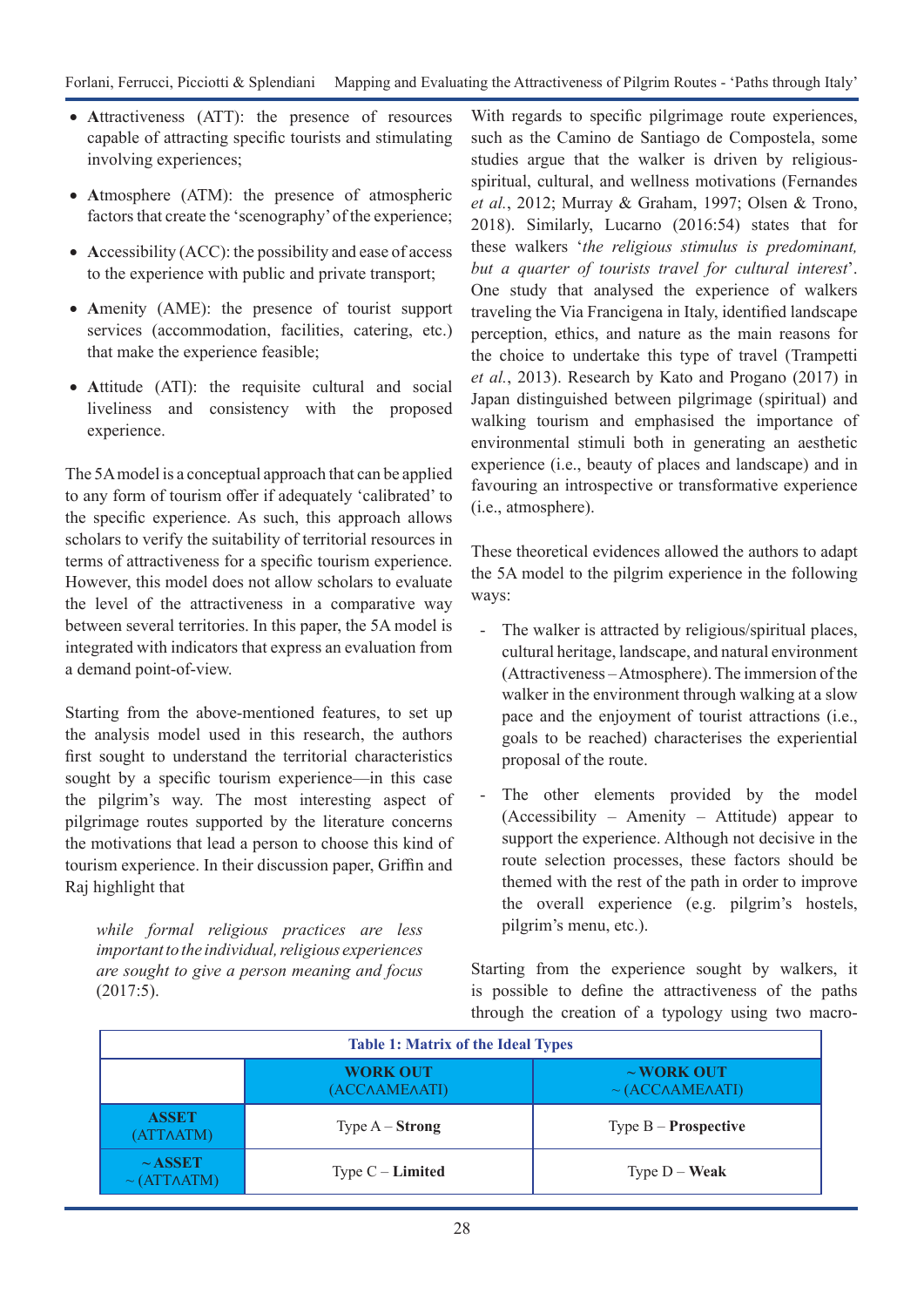- **A**ttractiveness (ATT): the presence of resources capable of attracting specific tourists and stimulating involving experiences;
- **A**tmosphere (ATM): the presence of atmospheric factors that create the 'scenography' of the experience;
- **A**ccessibility (ACC): the possibility and ease of access to the experience with public and private transport;
- **A**menity (AME): the presence of tourist support services (accommodation, facilities, catering, etc.) that make the experience feasible;
- **A**ttitude (ATI): the requisite cultural and social liveliness and consistency with the proposed experience.

The 5A model is a conceptual approach that can be applied to any form of tourism offer if adequately 'calibrated' to the specific experience. As such, this approach allows scholars to verify the suitability of territorial resources in terms of attractiveness for a specific tourism experience. However, this model does not allow scholars to evaluate the level of the attractiveness in a comparative way between several territories. In this paper, the 5A model is integrated with indicators that express an evaluation from a demand point-of-view.

Starting from the above-mentioned features, to set up the analysis model used in this research, the authors first sought to understand the territorial characteristics sought by a specific tourism experience—in this case the pilgrim's way. The most interesting aspect of pilgrimage routes supported by the literature concerns the motivations that lead a person to choose this kind of tourism experience. In their discussion paper, Griffin and Raj highlight that

> *while formal religious practices are less important to the individual, religious experiences are sought to give a person meaning and focus* (2017:5).

With regards to specific pilgrimage route experiences, such as the Camino de Santiago de Compostela, some studies argue that the walker is driven by religious-spiritual, cultural, and wellness motivations (Fernandes *et al.*, 2012; Murray & Graham, 1997; Olsen & Trono, 2018). Similarly, Lucarno (2016:54) states that for these walkers '*the religious stimulus is predominant, but a quarter of tourists travel for cultural interest*'. One study that analysed the experience of walkers traveling the Via Francigena in Italy, identified landscape perception, ethics, and nature as the main reasons for the choice to undertake this type of travel (Trampetti *et al.*, 2013). Research by Kato and Progano (2017) in Japan distinguished between pilgrimage (spiritual) and walking tourism and emphasised the importance of environmental stimuli both in generating an aesthetic experience (i.e., beauty of places and landscape) and in favouring an introspective or transformative experience (i.e., atmosphere).

These theoretical evidences allowed the authors to adapt the 5A model to the pilgrim experience in the following ways:

- The walker is attracted by religious/spiritual places, cultural heritage, landscape, and natural environment (Attractiveness – Atmosphere). The immersion of the walker in the environment through walking at a slow pace and the enjoyment of tourist attractions (i.e., goals to be reached) characterises the experiential proposal of the route.
- The other elements provided by the model (Accessibility – Amenity – Attitude) appear to support the experience. Although not decisive in the route selection processes, these factors should be themed with the rest of the path in order to improve the overall experience (e.g. pilgrim's hostels, pilgrim's menu, etc.).

Starting from the experience sought by walkers, it is possible to define the attractiveness of the paths through the creation of a typology using two macro-

**Table 1: Matrix of the Ideal Types**

| | **WORK OUT** (ACC∧AME∧ATI) | **~ WORK OUT** ~ (ACC∧AME∧ATI) |
|---|---|---|
| **ASSET** (ATT∧ATM) | Type A – **Strong** | Type B – **Prospective** |
| **~ ASSET** ~ (ATT∧ATM) | Type C – **Limited** | Type D – **Weak** |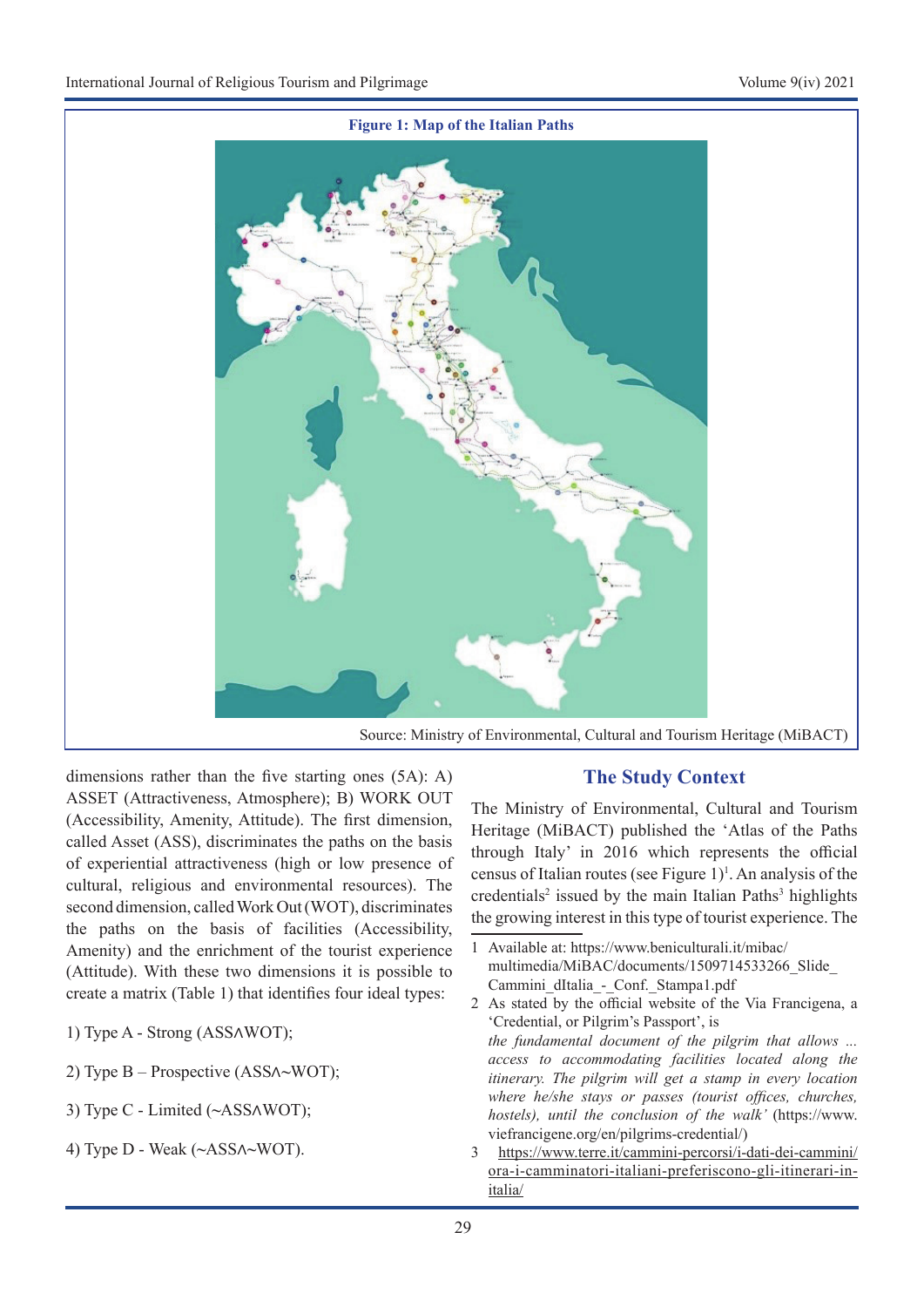**Figure 1: Map of the Italian Paths**

Source: Ministry of Environmental, Cultural and Tourism Heritage (MiBACT)

dimensions rather than the five starting ones (5A): A) ASSET (Attractiveness, Atmosphere); B) WORK OUT (Accessibility, Amenity, Attitude). The first dimension, called Asset (ASS), discriminates the paths on the basis of experiential attractiveness (high or low presence of cultural, religious and environmental resources). The second dimension, called Work Out (WOT), discriminates the paths on the basis of facilities (Accessibility, Amenity) and the enrichment of the tourist experience (Attitude). With these two dimensions it is possible to create a matrix (Table 1) that identifies four ideal types:

1) Type A - Strong (ASS∧WOT);

2) Type B – Prospective (ASS∧~WOT);

3) Type C - Limited (~ASS∧WOT);

4) Type D - Weak (~ASS∧~WOT).

## The Study Context

The Ministry of Environmental, Cultural and Tourism Heritage (MiBACT) published the 'Atlas of the Paths through Italy' in 2016 which represents the official census of Italian routes (see Figure 1)[1]. An analysis of the credentials[2] issued by the main Italian Paths[3] highlights the growing interest in this type of tourist experience. The

1 Available at: https://www.beniculturali.it/mibac/multimedia/MiBAC/documents/1509714533266_Slide_Cammini_dItalia_-_Conf._Stampa1.pdf

2 As stated by the official website of the Via Francigena, a 'Credential, or Pilgrim's Passport', is *the fundamental document of the pilgrim that allows ... access to accommodating facilities located along the itinerary. The pilgrim will get a stamp in every location where he/she stays or passes (tourist offices, churches, hostels), until the conclusion of the walk'* (https://www.viefrancigene.org/en/pilgrims-credential/)

3 https://www.terre.it/cammini-percorsi/i-dati-dei-cammini/ora-i-camminatori-italiani-preferiscono-gli-itinerari-in-italia/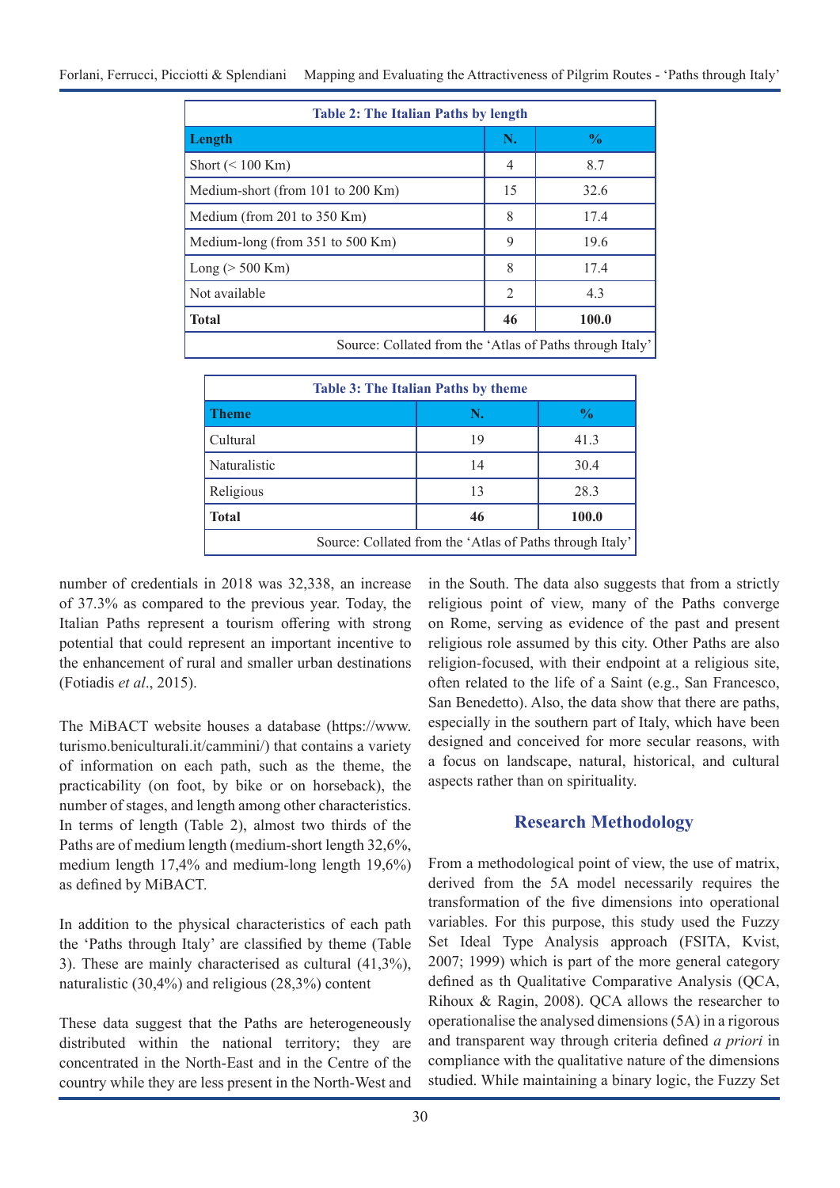**Table 2: The Italian Paths by length**

| Length | N. | % |
|---|---|---|
| Short (< 100 Km) | 4 | 8.7 |
| Medium-short (from 101 to 200 Km) | 15 | 32.6 |
| Medium (from 201 to 350 Km) | 8 | 17.4 |
| Medium-long (from 351 to 500 Km) | 9 | 19.6 |
| Long (> 500 Km) | 8 | 17.4 |
| Not available | 2 | 4.3 |
| **Total** | **46** | **100.0** |

Source: Collated from the 'Atlas of Paths through Italy'

**Table 3: The Italian Paths by theme**

| Theme | N. | % |
|---|---|---|
| Cultural | 19 | 41.3 |
| Naturalistic | 14 | 30.4 |
| Religious | 13 | 28.3 |
| **Total** | **46** | **100.0** |

Source: Collated from the 'Atlas of Paths through Italy'

number of credentials in 2018 was 32,338, an increase of 37.3% as compared to the previous year. Today, the Italian Paths represent a tourism offering with strong potential that could represent an important incentive to the enhancement of rural and smaller urban destinations (Fotiadis *et al*., 2015).

The MiBACT website houses a database (https://www.turismo.beniculturali.it/cammini/) that contains a variety of information on each path, such as the theme, the practicability (on foot, by bike or on horseback), the number of stages, and length among other characteristics. In terms of length (Table 2), almost two thirds of the Paths are of medium length (medium-short length 32,6%, medium length 17,4% and medium-long length 19,6%) as defined by MiBACT.

In addition to the physical characteristics of each path the 'Paths through Italy' are classified by theme (Table 3). These are mainly characterised as cultural (41,3%), naturalistic (30,4%) and religious (28,3%) content

These data suggest that the Paths are heterogeneously distributed within the national territory; they are concentrated in the North-East and in the Centre of the country while they are less present in the North-West and in the South. The data also suggests that from a strictly religious point of view, many of the Paths converge on Rome, serving as evidence of the past and present religious role assumed by this city. Other Paths are also religion-focused, with their endpoint at a religious site, often related to the life of a Saint (e.g., San Francesco, San Benedetto). Also, the data show that there are paths, especially in the southern part of Italy, which have been designed and conceived for more secular reasons, with a focus on landscape, natural, historical, and cultural aspects rather than on spirituality.

## Research Methodology

From a methodological point of view, the use of matrix, derived from the 5A model necessarily requires the transformation of the five dimensions into operational variables. For this purpose, this study used the Fuzzy Set Ideal Type Analysis approach (FSITA, Kvist, 2007; 1999) which is part of the more general category defined as th Qualitative Comparative Analysis (QCA, Rihoux & Ragin, 2008). QCA allows the researcher to operationalise the analysed dimensions (5A) in a rigorous and transparent way through criteria defined *a priori* in compliance with the qualitative nature of the dimensions studied. While maintaining a binary logic, the Fuzzy Set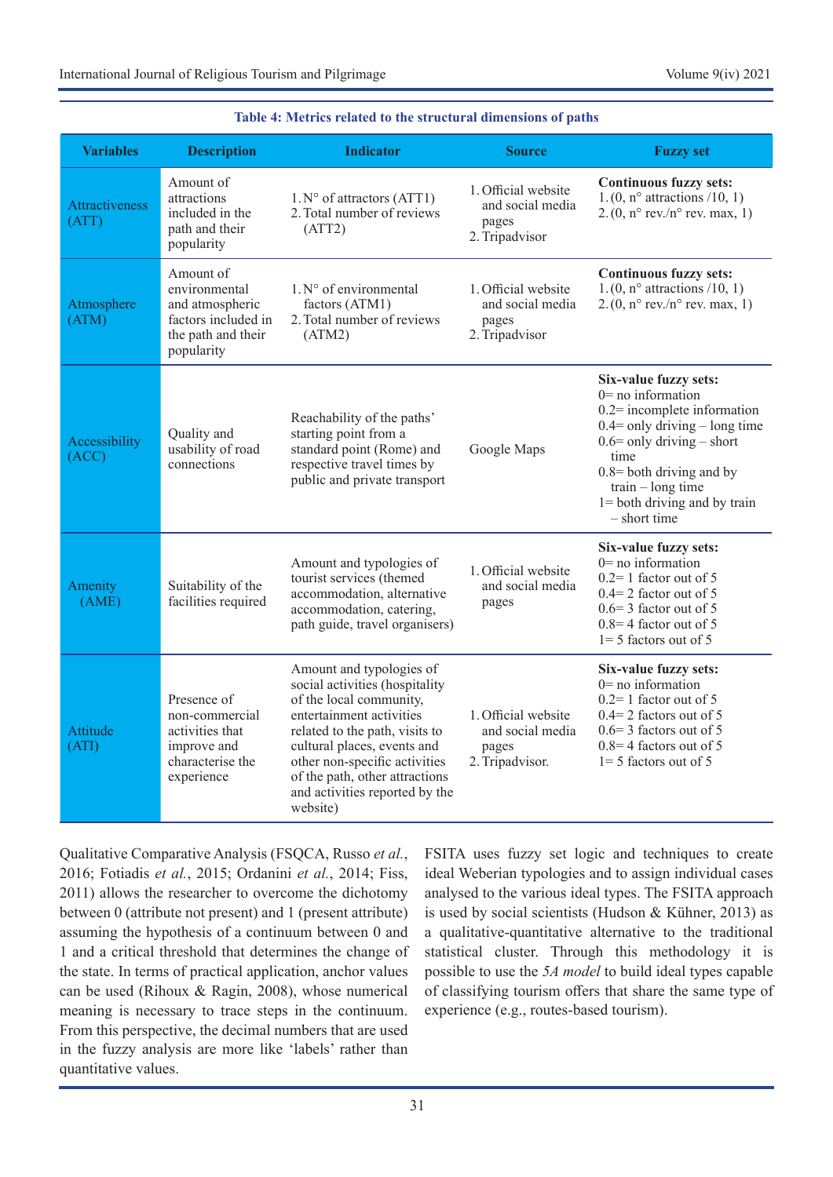**Table 4: Metrics related to the structural dimensions of paths**

| Variables | Description | Indicator | Source | Fuzzy set |
|---|---|---|---|---|
| Attractiveness (ATT) | Amount of attractions included in the path and their popularity | 1. N° of attractors (ATT1)<br>2. Total number of reviews (ATT2) | 1. Official website and social media pages<br>2. Tripadvisor | **Continuous fuzzy sets:**<br>1. (0, n° attractions /10, 1)<br>2. (0, n° rev./n° rev. max, 1) |
| Atmosphere (ATM) | Amount of environmental and atmospheric factors included in the path and their popularity | 1. N° of environmental factors (ATM1)<br>2. Total number of reviews (ATM2) | 1. Official website and social media pages<br>2. Tripadvisor | **Continuous fuzzy sets:**<br>1. (0, n° attractions /10, 1)<br>2. (0, n° rev./n° rev. max, 1) |
| Accessibility (ACC) | Quality and usability of road connections | Reachability of the paths' starting point from a standard point (Rome) and respective travel times by public and private transport | Google Maps | **Six-value fuzzy sets:**<br>0= no information<br>0.2= incomplete information<br>0.4= only driving – long time<br>0.6= only driving – short time<br>0.8= both driving and by train – long time<br>1= both driving and by train – short time |
| Amenity (AME) | Suitability of the facilities required | Amount and typologies of tourist services (themed accommodation, alternative accommodation, catering, path guide, travel organisers) | 1. Official website and social media pages | **Six-value fuzzy sets:**<br>0= no information<br>0.2= 1 factor out of 5<br>0.4= 2 factor out of 5<br>0.6= 3 factor out of 5<br>0.8= 4 factor out of 5<br>1= 5 factors out of 5 |
| Attitude (ATI) | Presence of non-commercial activities that improve and characterise the experience | Amount and typologies of social activities (hospitality of the local community, entertainment activities related to the path, visits to cultural places, events and other non-specific activities of the path, other attractions and activities reported by the website) | 1. Official website and social media pages<br>2. Tripadvisor. | **Six-value fuzzy sets:**<br>0= no information<br>0.2= 1 factor out of 5<br>0.4= 2 factors out of 5<br>0.6= 3 factors out of 5<br>0.8= 4 factors out of 5<br>1= 5 factors out of 5 |

Qualitative Comparative Analysis (FSQCA, Russo *et al.*, 2016; Fotiadis *et al.*, 2015; Ordanini *et al.*, 2014; Fiss, 2011) allows the researcher to overcome the dichotomy between 0 (attribute not present) and 1 (present attribute) assuming the hypothesis of a continuum between 0 and 1 and a critical threshold that determines the change of the state. In terms of practical application, anchor values can be used (Rihoux & Ragin, 2008), whose numerical meaning is necessary to trace steps in the continuum. From this perspective, the decimal numbers that are used in the fuzzy analysis are more like 'labels' rather than quantitative values.

FSITA uses fuzzy set logic and techniques to create ideal Weberian typologies and to assign individual cases analysed to the various ideal types. The FSITA approach is used by social scientists (Hudson & Kühner, 2013) as a qualitative-quantitative alternative to the traditional statistical cluster. Through this methodology it is possible to use the *5A model* to build ideal types capable of classifying tourism offers that share the same type of experience (e.g., routes-based tourism).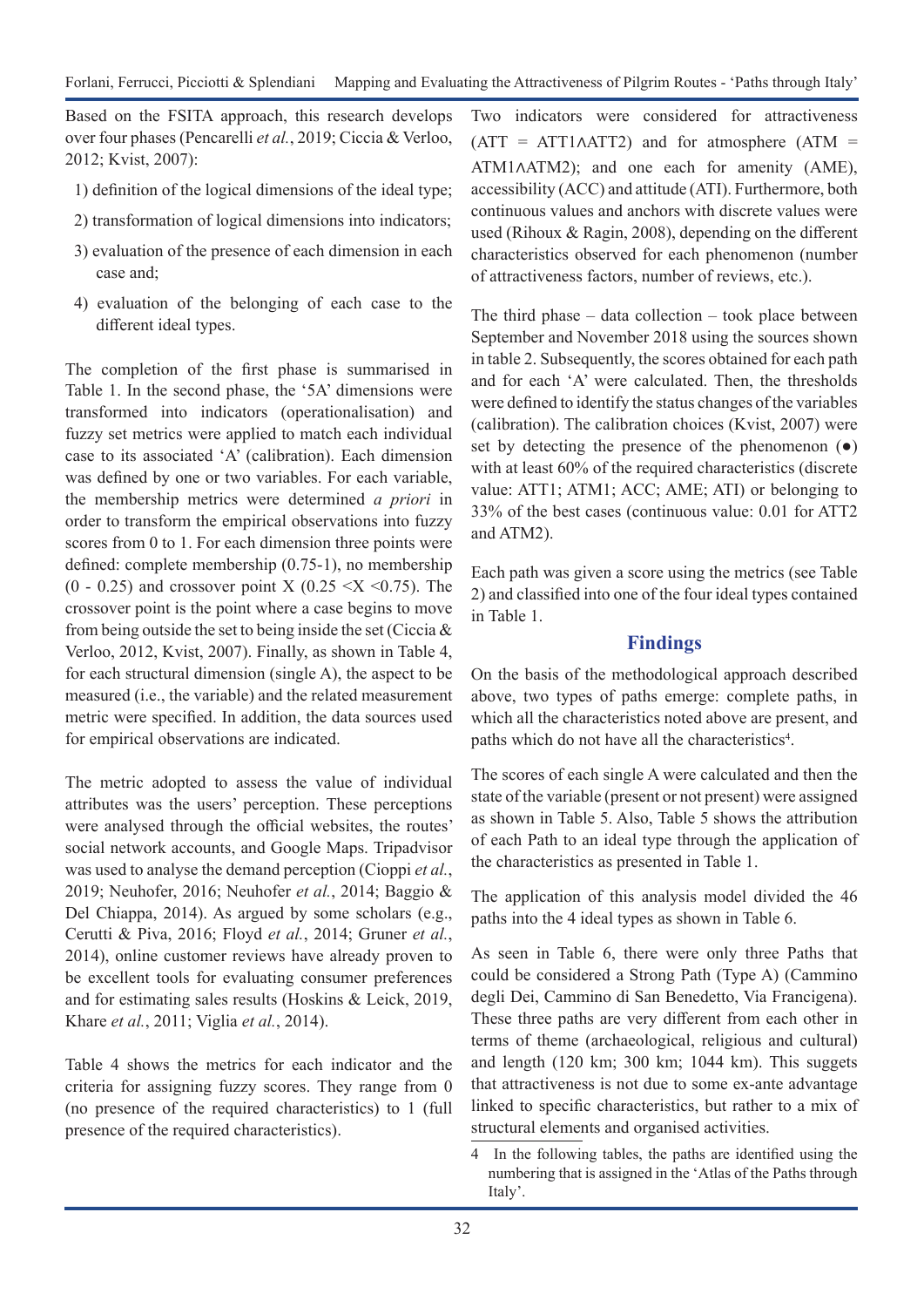Based on the FSITA approach, this research develops over four phases (Pencarelli *et al.*, 2019; Ciccia & Verloo, 2012; Kvist, 2007):

1) definition of the logical dimensions of the ideal type;
2) transformation of logical dimensions into indicators;
3) evaluation of the presence of each dimension in each case and;
4) evaluation of the belonging of each case to the different ideal types.

The completion of the first phase is summarised in Table 1. In the second phase, the '5A' dimensions were transformed into indicators (operationalisation) and fuzzy set metrics were applied to match each individual case to its associated 'A' (calibration). Each dimension was defined by one or two variables. For each variable, the membership metrics were determined *a priori* in order to transform the empirical observations into fuzzy scores from 0 to 1. For each dimension three points were defined: complete membership (0.75-1), no membership (0 - 0.25) and crossover point X (0.25 <X <0.75). The crossover point is the point where a case begins to move from being outside the set to being inside the set (Ciccia & Verloo, 2012, Kvist, 2007). Finally, as shown in Table 4, for each structural dimension (single A), the aspect to be measured (i.e., the variable) and the related measurement metric were specified. In addition, the data sources used for empirical observations are indicated.

The metric adopted to assess the value of individual attributes was the users' perception. These perceptions were analysed through the official websites, the routes' social network accounts, and Google Maps. Tripadvisor was used to analyse the demand perception (Cioppi *et al.*, 2019; Neuhofer, 2016; Neuhofer *et al.*, 2014; Baggio & Del Chiappa, 2014). As argued by some scholars (e.g., Cerutti & Piva, 2016; Floyd *et al.*, 2014; Gruner *et al.*, 2014), online customer reviews have already proven to be excellent tools for evaluating consumer preferences and for estimating sales results (Hoskins & Leick, 2019, Khare *et al.*, 2011; Viglia *et al.*, 2014).

Table 4 shows the metrics for each indicator and the criteria for assigning fuzzy scores. They range from 0 (no presence of the required characteristics) to 1 (full presence of the required characteristics).

Two indicators were considered for attractiveness (ATT = ATT1∧ATT2) and for atmosphere (ATM = ATM1∧ATM2); and one each for amenity (AME), accessibility (ACC) and attitude (ATI). Furthermore, both continuous values and anchors with discrete values were used (Rihoux & Ragin, 2008), depending on the different characteristics observed for each phenomenon (number of attractiveness factors, number of reviews, etc.).

The third phase – data collection – took place between September and November 2018 using the sources shown in table 2. Subsequently, the scores obtained for each path and for each 'A' were calculated. Then, the thresholds were defined to identify the status changes of the variables (calibration). The calibration choices (Kvist, 2007) were set by detecting the presence of the phenomenon (●) with at least 60% of the required characteristics (discrete value: ATT1; ATM1; ACC; AME; ATI) or belonging to 33% of the best cases (continuous value: 0.01 for ATT2 and ATM2).

Each path was given a score using the metrics (see Table 2) and classified into one of the four ideal types contained in Table 1.

## Findings

On the basis of the methodological approach described above, two types of paths emerge: complete paths, in which all the characteristics noted above are present, and paths which do not have all the characteristics[4].

The scores of each single A were calculated and then the state of the variable (present or not present) were assigned as shown in Table 5. Also, Table 5 shows the attribution of each Path to an ideal type through the application of the characteristics as presented in Table 1.

The application of this analysis model divided the 46 paths into the 4 ideal types as shown in Table 6.

As seen in Table 6, there were only three Paths that could be considered a Strong Path (Type A) (Cammino degli Dei, Cammino di San Benedetto, Via Francigena). These three paths are very different from each other in terms of theme (archaeological, religious and cultural) and length (120 km; 300 km; 1044 km). This suggets that attractiveness is not due to some ex-ante advantage linked to specific characteristics, but rather to a mix of structural elements and organised activities.

4 In the following tables, the paths are identified using the numbering that is assigned in the 'Atlas of the Paths through Italy'.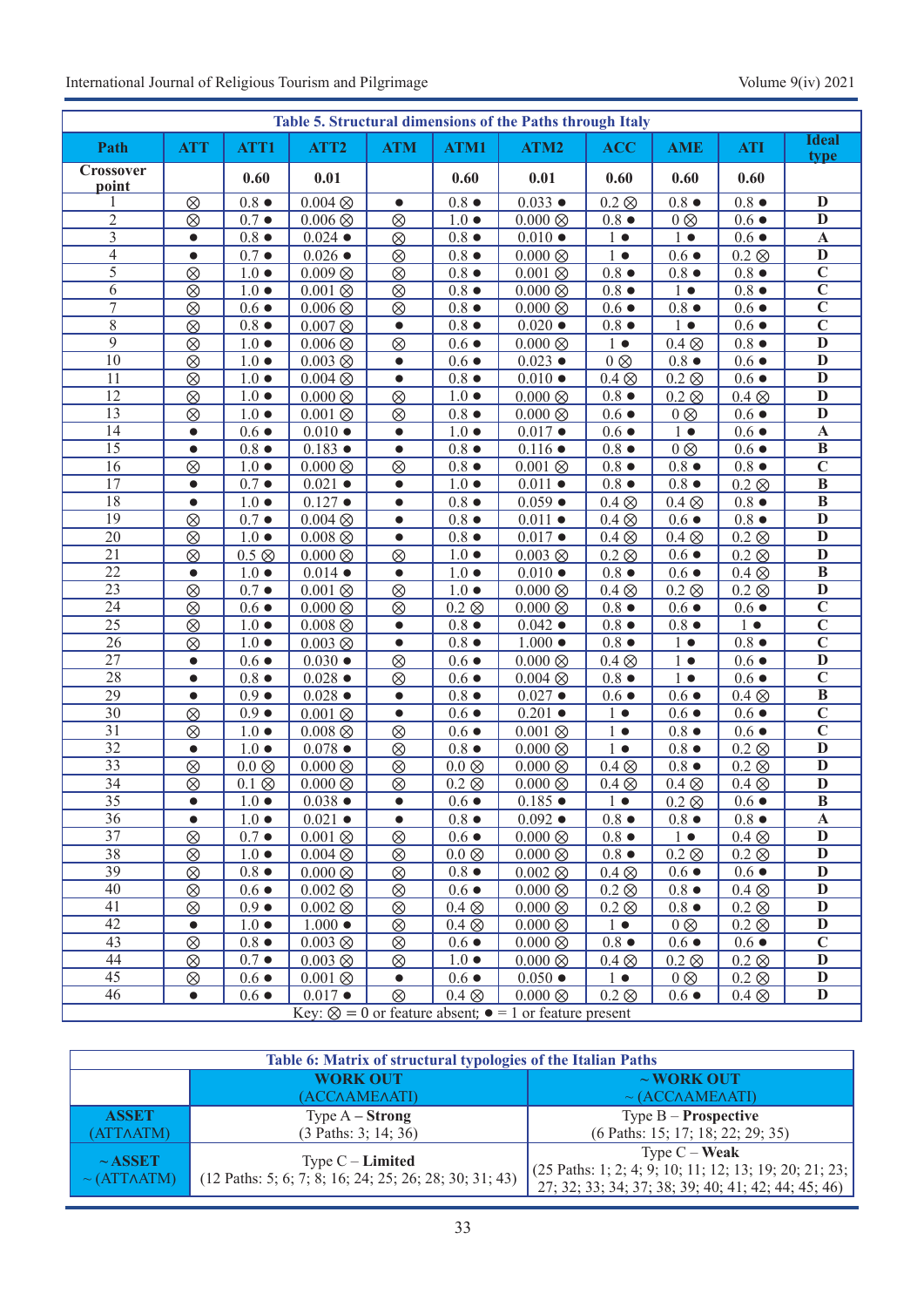**Table 5. Structural dimensions of the Paths through Italy**

| Path | ATT | ATT1 | ATT2 | ATM | ATM1 | ATM2 | ACC | AME | ATI | Ideal type |
|---|---|---|---|---|---|---|---|---|---|---|
| Crossover point | | 0.60 | 0.01 | | 0.60 | 0.01 | 0.60 | 0.60 | 0.60 | |
| 1 | ⊗ | 0.8 ● | 0.004 ⊗ | ● | 0.8 ● | 0.033 ● | 0.2 ⊗ | 0.8 ● | 0.8 ● | D |
| 2 | ⊗ | 0.7 ● | 0.006 ⊗ | ⊗ | 1.0 ● | 0.000 ⊗ | 0.8 ● | 0 ⊗ | 0.6 ● | D |
| 3 | ● | 0.8 ● | 0.024 ● | ⊗ | 0.8 ● | 0.010 ● | 1 ● | 1 ● | 0.6 ● | A |
| 4 | ● | 0.7 ● | 0.026 ● | ⊗ | 0.8 ● | 0.000 ⊗ | 1 ● | 0.6 ● | 0.2 ⊗ | D |
| 5 | ⊗ | 1.0 ● | 0.009 ⊗ | ⊗ | 0.8 ● | 0.001 ⊗ | 0.8 ● | 0.8 ● | 0.8 ● | C |
| 6 | ⊗ | 1.0 ● | 0.001 ⊗ | ⊗ | 0.8 ● | 0.000 ⊗ | 0.8 ● | 1 ● | 0.8 ● | C |
| 7 | ⊗ | 0.6 ● | 0.006 ⊗ | ⊗ | 0.8 ● | 0.000 ⊗ | 0.6 ● | 0.8 ● | 0.6 ● | C |
| 8 | ⊗ | 0.8 ● | 0.007 ⊗ | ● | 0.8 ● | 0.020 ● | 0.8 ● | 1 ● | 0.6 ● | C |
| 9 | ⊗ | 1.0 ● | 0.006 ⊗ | ⊗ | 0.6 ● | 0.000 ⊗ | 1 ● | 0.4 ⊗ | 0.8 ● | D |
| 10 | ⊗ | 1.0 ● | 0.003 ⊗ | ● | 0.6 ● | 0.023 ● | 0 ⊗ | 0.8 ● | 0.6 ● | D |
| 11 | ⊗ | 1.0 ● | 0.004 ⊗ | ● | 0.8 ● | 0.010 ● | 0.4 ⊗ | 0.2 ⊗ | 0.6 ● | D |
| 12 | ⊗ | 1.0 ● | 0.000 ⊗ | ⊗ | 1.0 ● | 0.000 ⊗ | 0.8 ● | 0.2 ⊗ | 0.4 ⊗ | D |
| 13 | ⊗ | 1.0 ● | 0.001 ⊗ | ⊗ | 0.8 ● | 0.000 ⊗ | 0.6 ● | 0 ⊗ | 0.6 ● | D |
| 14 | ● | 0.6 ● | 0.010 ● | ● | 1.0 ● | 0.017 ● | 0.6 ● | 1 ● | 0.6 ● | A |
| 15 | ● | 0.8 ● | 0.183 ● | ● | 0.8 ● | 0.116 ● | 0.8 ● | 0 ⊗ | 0.6 ● | B |
| 16 | ⊗ | 1.0 ● | 0.000 ⊗ | ⊗ | 0.8 ● | 0.001 ⊗ | 0.8 ● | 0.8 ● | 0.8 ● | C |
| 17 | ● | 0.7 ● | 0.021 ● | ● | 1.0 ● | 0.011 ● | 0.8 ● | 0.8 ● | 0.2 ⊗ | B |
| 18 | ● | 1.0 ● | 0.127 ● | ● | 0.8 ● | 0.059 ● | 0.4 ⊗ | 0.4 ⊗ | 0.8 ● | B |
| 19 | ⊗ | 0.7 ● | 0.004 ⊗ | ● | 0.8 ● | 0.011 ● | 0.4 ⊗ | 0.6 ● | 0.8 ● | D |
| 20 | ⊗ | 1.0 ● | 0.008 ⊗ | ● | 0.8 ● | 0.017 ● | 0.4 ⊗ | 0.4 ⊗ | 0.2 ⊗ | D |
| 21 | ⊗ | 0.5 ⊗ | 0.000 ⊗ | ⊗ | 1.0 ● | 0.003 ⊗ | 0.2 ⊗ | 0.6 ● | 0.2 ⊗ | D |
| 22 | ● | 1.0 ● | 0.014 ● | ● | 1.0 ● | 0.010 ● | 0.8 ● | 0.6 ● | 0.4 ⊗ | B |
| 23 | ⊗ | 0.7 ● | 0.001 ⊗ | ⊗ | 1.0 ● | 0.000 ⊗ | 0.4 ⊗ | 0.2 ⊗ | 0.2 ⊗ | D |
| 24 | ⊗ | 0.6 ● | 0.000 ⊗ | ⊗ | 0.2 ⊗ | 0.000 ⊗ | 0.8 ● | 0.6 ● | 0.6 ● | C |
| 25 | ⊗ | 1.0 ● | 0.008 ⊗ | ● | 0.8 ● | 0.042 ● | 0.8 ● | 0.8 ● | 1 ● | C |
| 26 | ⊗ | 1.0 ● | 0.003 ⊗ | ● | 0.8 ● | 1.000 ● | 0.8 ● | 1 ● | 0.8 ● | C |
| 27 | ● | 0.6 ● | 0.030 ● | ⊗ | 0.6 ● | 0.000 ⊗ | 0.4 ⊗ | 1 ● | 0.6 ● | D |
| 28 | ● | 0.8 ● | 0.028 ● | ⊗ | 0.6 ● | 0.004 ⊗ | 0.8 ● | 1 ● | 0.6 ● | C |
| 29 | ● | 0.9 ● | 0.028 ● | ● | 0.8 ● | 0.027 ● | 0.6 ● | 0.6 ● | 0.4 ⊗ | B |
| 30 | ⊗ | 0.9 ● | 0.001 ⊗ | ● | 0.6 ● | 0.201 ● | 1 ● | 0.6 ● | 0.6 ● | C |
| 31 | ⊗ | 1.0 ● | 0.008 ⊗ | ⊗ | 0.6 ● | 0.001 ⊗ | 1 ● | 0.8 ● | 0.6 ● | C |
| 32 | ● | 1.0 ● | 0.078 ● | ⊗ | 0.8 ● | 0.000 ⊗ | 1 ● | 0.8 ● | 0.2 ⊗ | D |
| 33 | ⊗ | 0.0 ⊗ | 0.000 ⊗ | ⊗ | 0.0 ⊗ | 0.000 ⊗ | 0.4 ⊗ | 0.8 ● | 0.2 ⊗ | D |
| 34 | ⊗ | 0.1 ⊗ | 0.000 ⊗ | ⊗ | 0.2 ⊗ | 0.000 ⊗ | 0.4 ⊗ | 0.4 ⊗ | 0.4 ⊗ | D |
| 35 | ● | 1.0 ● | 0.038 ● | ● | 0.6 ● | 0.185 ● | 1 ● | 0.2 ⊗ | 0.6 ● | B |
| 36 | ● | 1.0 ● | 0.021 ● | ● | 0.8 ● | 0.092 ● | 0.8 ● | 0.8 ● | 0.8 ● | A |
| 37 | ⊗ | 0.7 ● | 0.001 ⊗ | ⊗ | 0.6 ● | 0.000 ⊗ | 0.8 ● | 1 ● | 0.4 ⊗ | D |
| 38 | ⊗ | 1.0 ● | 0.004 ⊗ | ⊗ | 0.0 ⊗ | 0.000 ⊗ | 0.8 ● | 0.2 ⊗ | 0.2 ⊗ | D |
| 39 | ⊗ | 0.8 ● | 0.000 ⊗ | ⊗ | 0.8 ● | 0.002 ⊗ | 0.4 ⊗ | 0.6 ● | 0.6 ● | D |
| 40 | ⊗ | 0.6 ● | 0.002 ⊗ | ⊗ | 0.6 ● | 0.000 ⊗ | 0.2 ⊗ | 0.8 ● | 0.4 ⊗ | D |
| 41 | ⊗ | 0.9 ● | 0.002 ⊗ | ⊗ | 0.4 ⊗ | 0.000 ⊗ | 0.2 ⊗ | 0.8 ● | 0.2 ⊗ | D |
| 42 | ● | 1.0 ● | 1.000 ● | ⊗ | 0.4 ⊗ | 0.000 ⊗ | 1 ● | 0 ⊗ | 0.2 ⊗ | D |
| 43 | ⊗ | 0.8 ● | 0.003 ⊗ | ⊗ | 0.6 ● | 0.000 ⊗ | 0.8 ● | 0.6 ● | 0.6 ● | C |
| 44 | ⊗ | 0.7 ● | 0.003 ⊗ | ⊗ | 1.0 ● | 0.000 ⊗ | 0.4 ⊗ | 0.2 ⊗ | 0.2 ⊗ | D |
| 45 | ⊗ | 0.6 ● | 0.001 ⊗ | ● | 0.6 ● | 0.050 ● | 1 ● | 0 ⊗ | 0.2 ⊗ | D |
| 46 | ● | 0.6 ● | 0.017 ● | ⊗ | 0.4 ⊗ | 0.000 ⊗ | 0.2 ⊗ | 0.6 ● | 0.4 ⊗ | D |

Key: ⊗ = 0 or feature absent; ● = 1 or feature present

**Table 6: Matrix of structural typologies of the Italian Paths**

| | WORK OUT (ACC∧AME∧ATI) | ~ WORK OUT ~ (ACC∧AME∧ATI) |
|---|---|---|
| **ASSET** (ATT∧ATM) | Type A – **Strong** (3 Paths: 3; 14; 36) | Type B – **Prospective** (6 Paths: 15; 17; 18; 22; 29; 35) |
| **~ ASSET** ~ (ATT∧ATM) | Type C – **Limited** (12 Paths: 5; 6; 7; 8; 16; 24; 25; 26; 28; 30; 31; 43) | Type C – **Weak** (25 Paths: 1; 2; 4; 9; 10; 11; 12; 13; 19; 20; 21; 23; 27; 32; 33; 34; 37; 38; 39; 40; 41; 42; 44; 45; 46) |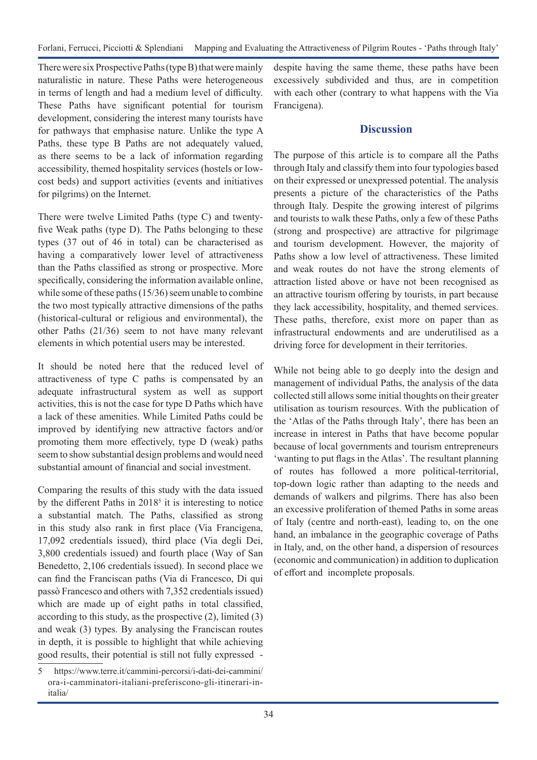There were six Prospective Paths (type B) that were mainly naturalistic in nature. These Paths were heterogeneous in terms of length and had a medium level of difficulty. These Paths have significant potential for tourism development, considering the interest many tourists have for pathways that emphasise nature. Unlike the type A Paths, these type B Paths are not adequately valued, as there seems to be a lack of information regarding accessibility, themed hospitality services (hostels or low-cost beds) and support activities (events and initiatives for pilgrims) on the Internet.

There were twelve Limited Paths (type C) and twenty-five Weak paths (type D). The Paths belonging to these types (37 out of 46 in total) can be characterised as having a comparatively lower level of attractiveness than the Paths classified as strong or prospective. More specifically, considering the information available online, while some of these paths (15/36) seem unable to combine the two most typically attractive dimensions of the paths (historical-cultural or religious and environmental), the other Paths (21/36) seem to not have many relevant elements in which potential users may be interested.

It should be noted here that the reduced level of attractiveness of type C paths is compensated by an adequate infrastructural system as well as support activities, this is not the case for type D Paths which have a lack of these amenities. While Limited Paths could be improved by identifying new attractive factors and/or promoting them more effectively, type D (weak) paths seem to show substantial design problems and would need substantial amount of financial and social investment.

Comparing the results of this study with the data issued by the different Paths in 2018[5] it is interesting to notice a substantial match. The Paths, classified as strong in this study also rank in first place (Via Francigena, 17,092 credentials issued), third place (Via degli Dei, 3,800 credentials issued) and fourth place (Way of San Benedetto, 2,106 credentials issued). In second place we can find the Franciscan paths (Via di Francesco, Di qui passò Francesco and others with 7,352 credentials issued) which are made up of eight paths in total classified, according to this study, as the prospective (2), limited (3) and weak (3) types. By analysing the Franciscan routes in depth, it is possible to highlight that while achieving good results, their potential is still not fully expressed - despite having the same theme, these paths have been excessively subdivided and thus, are in competition with each other (contrary to what happens with the Via Francigena).

## Discussion

The purpose of this article is to compare all the Paths through Italy and classify them into four typologies based on their expressed or unexpressed potential. The analysis presents a picture of the characteristics of the Paths through Italy. Despite the growing interest of pilgrims and tourists to walk these Paths, only a few of these Paths (strong and prospective) are attractive for pilgrimage and tourism development. However, the majority of Paths show a low level of attractiveness. These limited and weak routes do not have the strong elements of attraction listed above or have not been recognised as an attractive tourism offering by tourists, in part because they lack accessibility, hospitality, and themed services. These paths, therefore, exist more on paper than as infrastructural endowments and are underutilised as a driving force for development in their territories.

While not being able to go deeply into the design and management of individual Paths, the analysis of the data collected still allows some initial thoughts on their greater utilisation as tourism resources. With the publication of the 'Atlas of the Paths through Italy', there has been an increase in interest in Paths that have become popular because of local governments and tourism entrepreneurs 'wanting to put flags in the Atlas'. The resultant planning of routes has followed a more political-territorial, top-down logic rather than adapting to the needs and demands of walkers and pilgrims. There has also been an excessive proliferation of themed Paths in some areas of Italy (centre and north-east), leading to, on the one hand, an imbalance in the geographic coverage of Paths in Italy, and, on the other hand, a dispersion of resources (economic and communication) in addition to duplication of effort and incomplete proposals.

---

5 https://www.terre.it/cammini-percorsi/i-dati-dei-cammini/ora-i-camminatori-italiani-preferiscono-gli-itinerari-in-italia/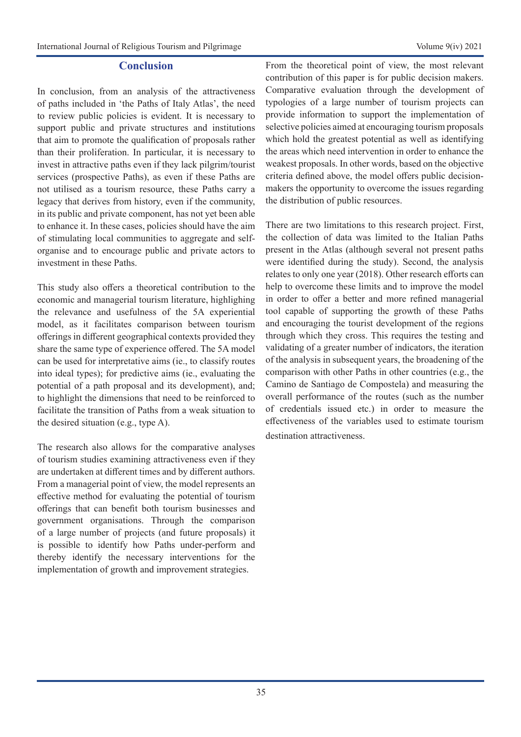## Conclusion

In conclusion, from an analysis of the attractiveness of paths included in 'the Paths of Italy Atlas', the need to review public policies is evident. It is necessary to support public and private structures and institutions that aim to promote the qualification of proposals rather than their proliferation. In particular, it is necessary to invest in attractive paths even if they lack pilgrim/tourist services (prospective Paths), as even if these Paths are not utilised as a tourism resource, these Paths carry a legacy that derives from history, even if the community, in its public and private component, has not yet been able to enhance it. In these cases, policies should have the aim of stimulating local communities to aggregate and self-organise and to encourage public and private actors to investment in these Paths.

This study also offers a theoretical contribution to the economic and managerial tourism literature, highlighing the relevance and usefulness of the 5A experiential model, as it facilitates comparison between tourism offerings in different geographical contexts provided they share the same type of experience offered. The 5A model can be used for interpretative aims (ie., to classify routes into ideal types); for predictive aims (ie., evaluating the potential of a path proposal and its development), and; to highlight the dimensions that need to be reinforced to facilitate the transition of Paths from a weak situation to the desired situation (e.g., type A).

The research also allows for the comparative analyses of tourism studies examining attractiveness even if they are undertaken at different times and by different authors. From a managerial point of view, the model represents an effective method for evaluating the potential of tourism offerings that can benefit both tourism businesses and government organisations. Through the comparison of a large number of projects (and future proposals) it is possible to identify how Paths under-perform and thereby identify the necessary interventions for the implementation of growth and improvement strategies.

From the theoretical point of view, the most relevant contribution of this paper is for public decision makers. Comparative evaluation through the development of typologies of a large number of tourism projects can provide information to support the implementation of selective policies aimed at encouraging tourism proposals which hold the greatest potential as well as identifying the areas which need intervention in order to enhance the weakest proposals. In other words, based on the objective criteria defined above, the model offers public decision-makers the opportunity to overcome the issues regarding the distribution of public resources.

There are two limitations to this research project. First, the collection of data was limited to the Italian Paths present in the Atlas (although several not present paths were identified during the study). Second, the analysis relates to only one year (2018). Other research efforts can help to overcome these limits and to improve the model in order to offer a better and more refined managerial tool capable of supporting the growth of these Paths and encouraging the tourist development of the regions through which they cross. This requires the testing and validating of a greater number of indicators, the iteration of the analysis in subsequent years, the broadening of the comparison with other Paths in other countries (e.g., the Camino de Santiago de Compostela) and measuring the overall performance of the routes (such as the number of credentials issued etc.) in order to measure the effectiveness of the variables used to estimate tourism destination attractiveness.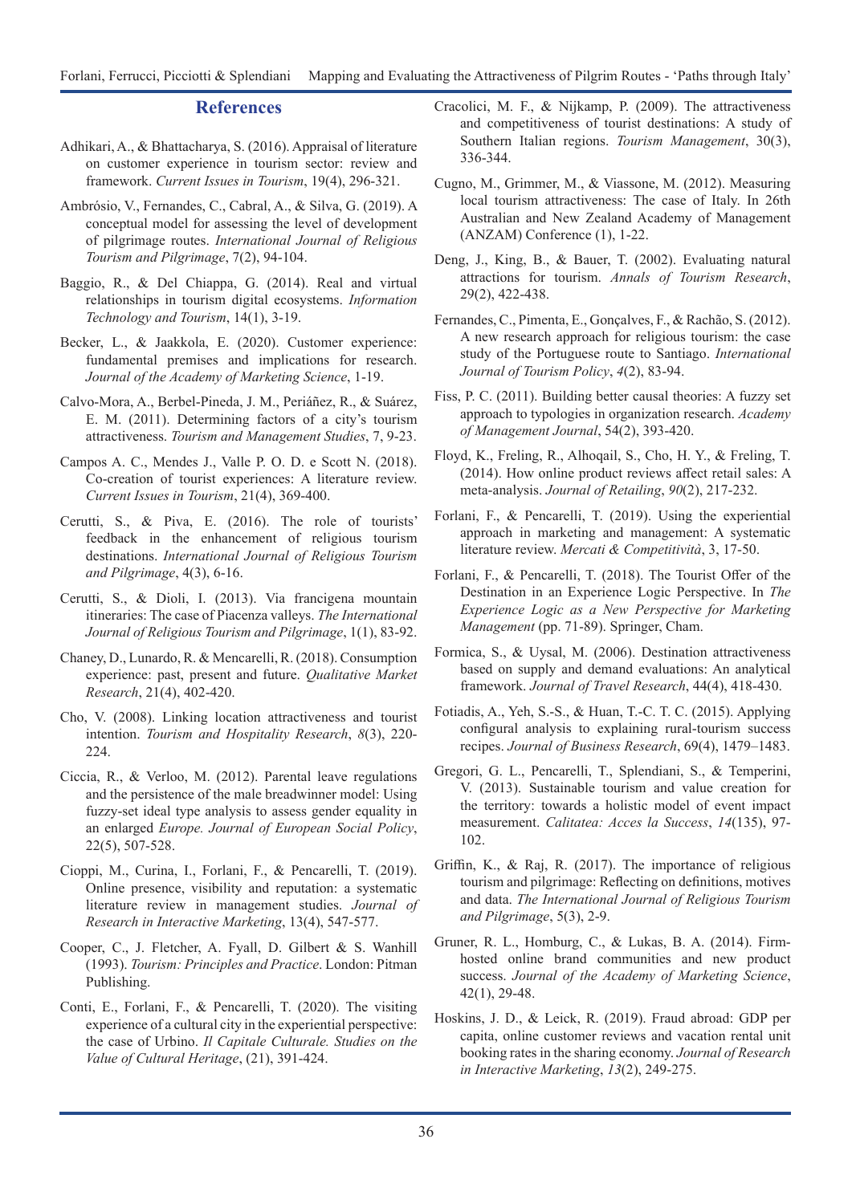## References

Adhikari, A., & Bhattacharya, S. (2016). Appraisal of literature on customer experience in tourism sector: review and framework. *Current Issues in Tourism*, 19(4), 296-321.

Ambrósio, V., Fernandes, C., Cabral, A., & Silva, G. (2019). A conceptual model for assessing the level of development of pilgrimage routes. *International Journal of Religious Tourism and Pilgrimage*, 7(2), 94-104.

Baggio, R., & Del Chiappa, G. (2014). Real and virtual relationships in tourism digital ecosystems. *Information Technology and Tourism*, 14(1), 3-19.

Becker, L., & Jaakkola, E. (2020). Customer experience: fundamental premises and implications for research. *Journal of the Academy of Marketing Science*, 1-19.

Calvo-Mora, A., Berbel-Pineda, J. M., Periáñez, R., & Suárez, E. M. (2011). Determining factors of a city's tourism attractiveness. *Tourism and Management Studies*, 7, 9-23.

Campos A. C., Mendes J., Valle P. O. D. e Scott N. (2018). Co-creation of tourist experiences: A literature review. *Current Issues in Tourism*, 21(4), 369-400.

Cerutti, S., & Piva, E. (2016). The role of tourists' feedback in the enhancement of religious tourism destinations. *International Journal of Religious Tourism and Pilgrimage*, 4(3), 6-16.

Cerutti, S., & Dioli, I. (2013). Via francigena mountain itineraries: The case of Piacenza valleys. *The International Journal of Religious Tourism and Pilgrimage*, 1(1), 83-92.

Chaney, D., Lunardo, R. & Mencarelli, R. (2018). Consumption experience: past, present and future. *Qualitative Market Research*, 21(4), 402-420.

Cho, V. (2008). Linking location attractiveness and tourist intention. *Tourism and Hospitality Research*, *8*(3), 220-224.

Ciccia, R., & Verloo, M. (2012). Parental leave regulations and the persistence of the male breadwinner model: Using fuzzy-set ideal type analysis to assess gender equality in an enlarged *Europe. Journal of European Social Policy*, 22(5), 507-528.

Cioppi, M., Curina, I., Forlani, F., & Pencarelli, T. (2019). Online presence, visibility and reputation: a systematic literature review in management studies. *Journal of Research in Interactive Marketing*, 13(4), 547-577.

Cooper, C., J. Fletcher, A. Fyall, D. Gilbert & S. Wanhill (1993). *Tourism: Principles and Practice*. London: Pitman Publishing.

Conti, E., Forlani, F., & Pencarelli, T. (2020). The visiting experience of a cultural city in the experiential perspective: the case of Urbino. *Il Capitale Culturale. Studies on the Value of Cultural Heritage*, (21), 391-424.

Cracolici, M. F., & Nijkamp, P. (2009). The attractiveness and competitiveness of tourist destinations: A study of Southern Italian regions. *Tourism Management*, 30(3), 336-344.

Cugno, M., Grimmer, M., & Viassone, M. (2012). Measuring local tourism attractiveness: The case of Italy. In 26th Australian and New Zealand Academy of Management (ANZAM) Conference (1), 1-22.

Deng, J., King, B., & Bauer, T. (2002). Evaluating natural attractions for tourism. *Annals of Tourism Research*, 29(2), 422-438.

Fernandes, C., Pimenta, E., Gonçalves, F., & Rachão, S. (2012). A new research approach for religious tourism: the case study of the Portuguese route to Santiago. *International Journal of Tourism Policy*, *4*(2), 83-94.

Fiss, P. C. (2011). Building better causal theories: A fuzzy set approach to typologies in organization research. *Academy of Management Journal*, 54(2), 393-420.

Floyd, K., Freling, R., Alhoqail, S., Cho, H. Y., & Freling, T. (2014). How online product reviews affect retail sales: A meta-analysis. *Journal of Retailing*, *90*(2), 217-232.

Forlani, F., & Pencarelli, T. (2019). Using the experiential approach in marketing and management: A systematic literature review. *Mercati & Competitività*, 3, 17-50.

Forlani, F., & Pencarelli, T. (2018). The Tourist Offer of the Destination in an Experience Logic Perspective. In *The Experience Logic as a New Perspective for Marketing Management* (pp. 71-89). Springer, Cham.

Formica, S., & Uysal, M. (2006). Destination attractiveness based on supply and demand evaluations: An analytical framework. *Journal of Travel Research*, 44(4), 418-430.

Fotiadis, A., Yeh, S.-S., & Huan, T.-C. T. C. (2015). Applying configural analysis to explaining rural-tourism success recipes. *Journal of Business Research*, 69(4), 1479–1483.

Gregori, G. L., Pencarelli, T., Splendiani, S., & Temperini, V. (2013). Sustainable tourism and value creation for the territory: towards a holistic model of event impact measurement. *Calitatea: Acces la Success*, *14*(135), 97-102.

Griffin, K., & Raj, R. (2017). The importance of religious tourism and pilgrimage: Reflecting on definitions, motives and data. *The International Journal of Religious Tourism and Pilgrimage*, 5(3), 2-9.

Gruner, R. L., Homburg, C., & Lukas, B. A. (2014). Firm-hosted online brand communities and new product success. *Journal of the Academy of Marketing Science*, 42(1), 29-48.

Hoskins, J. D., & Leick, R. (2019). Fraud abroad: GDP per capita, online customer reviews and vacation rental unit booking rates in the sharing economy. *Journal of Research in Interactive Marketing*, *13*(2), 249-275.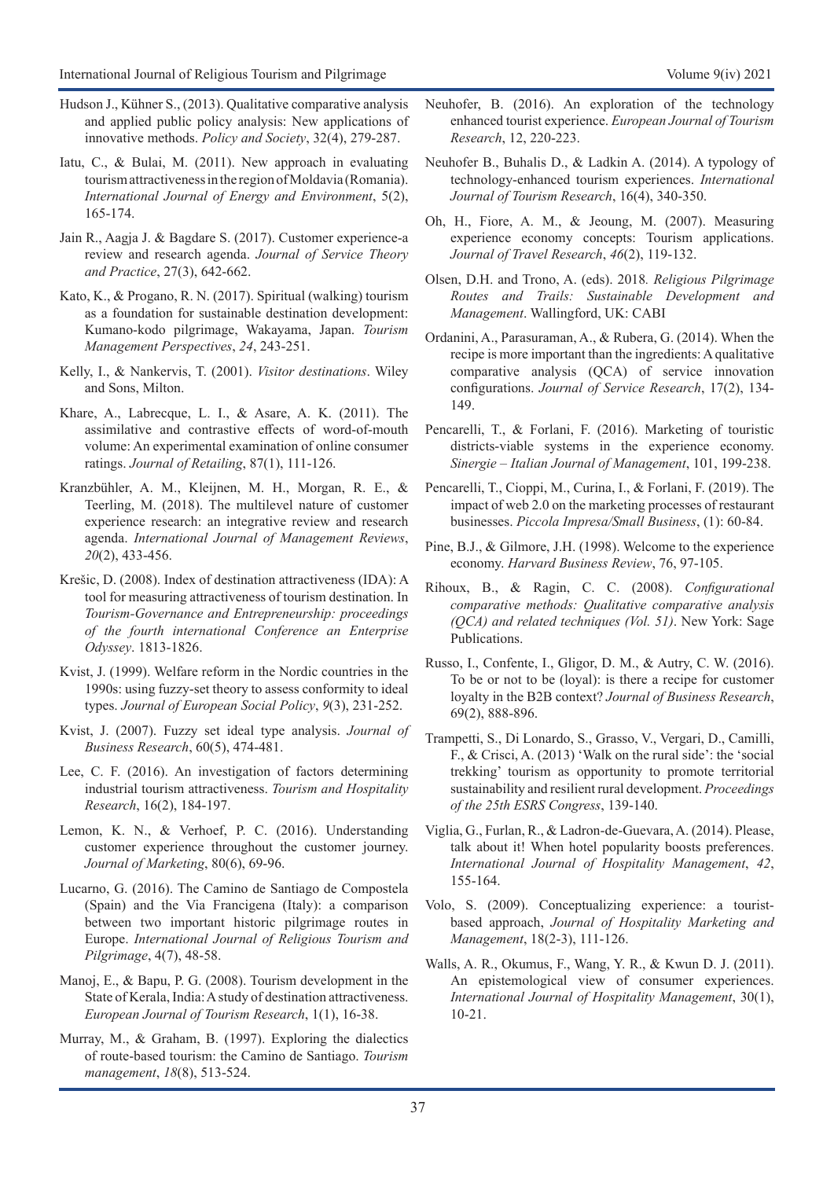Hudson J., Kühner S., (2013). Qualitative comparative analysis and applied public policy analysis: New applications of innovative methods. *Policy and Society*, 32(4), 279-287.

Iatu, C., & Bulai, M. (2011). New approach in evaluating tourism attractiveness in the region of Moldavia (Romania). *International Journal of Energy and Environment*, 5(2), 165-174.

Jain R., Aagja J. & Bagdare S. (2017). Customer experience-a review and research agenda. *Journal of Service Theory and Practice*, 27(3), 642-662.

Kato, K., & Progano, R. N. (2017). Spiritual (walking) tourism as a foundation for sustainable destination development: Kumano-kodo pilgrimage, Wakayama, Japan. *Tourism Management Perspectives*, *24*, 243-251.

Kelly, I., & Nankervis, T. (2001). *Visitor destinations*. Wiley and Sons, Milton.

Khare, A., Labrecque, L. I., & Asare, A. K. (2011). The assimilative and contrastive effects of word-of-mouth volume: An experimental examination of online consumer ratings. *Journal of Retailing*, 87(1), 111-126.

Kranzbühler, A. M., Kleijnen, M. H., Morgan, R. E., & Teerling, M. (2018). The multilevel nature of customer experience research: an integrative review and research agenda. *International Journal of Management Reviews*, *20*(2), 433-456.

Krešic, D. (2008). Index of destination attractiveness (IDA): A tool for measuring attractiveness of tourism destination. In *Tourism-Governance and Entrepreneurship: proceedings of the fourth international Conference an Enterprise Odyssey*. 1813-1826.

Kvist, J. (1999). Welfare reform in the Nordic countries in the 1990s: using fuzzy-set theory to assess conformity to ideal types. *Journal of European Social Policy*, *9*(3), 231-252.

Kvist, J. (2007). Fuzzy set ideal type analysis. *Journal of Business Research*, 60(5), 474-481.

Lee, C. F. (2016). An investigation of factors determining industrial tourism attractiveness. *Tourism and Hospitality Research*, 16(2), 184-197.

Lemon, K. N., & Verhoef, P. C. (2016). Understanding customer experience throughout the customer journey. *Journal of Marketing*, 80(6), 69-96.

Lucarno, G. (2016). The Camino de Santiago de Compostela (Spain) and the Via Francigena (Italy): a comparison between two important historic pilgrimage routes in Europe. *International Journal of Religious Tourism and Pilgrimage*, 4(7), 48-58.

Manoj, E., & Bapu, P. G. (2008). Tourism development in the State of Kerala, India: A study of destination attractiveness. *European Journal of Tourism Research*, 1(1), 16-38.

Murray, M., & Graham, B. (1997). Exploring the dialectics of route-based tourism: the Camino de Santiago. *Tourism management*, *18*(8), 513-524.

Neuhofer, B. (2016). An exploration of the technology enhanced tourist experience. *European Journal of Tourism Research*, 12, 220-223.

Neuhofer B., Buhalis D., & Ladkin A. (2014). A typology of technology-enhanced tourism experiences. *International Journal of Tourism Research*, 16(4), 340-350.

Oh, H., Fiore, A. M., & Jeoung, M. (2007). Measuring experience economy concepts: Tourism applications. *Journal of Travel Research*, *46*(2), 119-132.

Olsen, D.H. and Trono, A. (eds). 2018. *Religious Pilgrimage Routes and Trails: Sustainable Development and Management*. Wallingford, UK: CABI

Ordanini, A., Parasuraman, A., & Rubera, G. (2014). When the recipe is more important than the ingredients: A qualitative comparative analysis (QCA) of service innovation configurations. *Journal of Service Research*, 17(2), 134-149.

Pencarelli, T., & Forlani, F. (2016). Marketing of touristic districts-viable systems in the experience economy. *Sinergie – Italian Journal of Management*, 101, 199-238.

Pencarelli, T., Cioppi, M., Curina, I., & Forlani, F. (2019). The impact of web 2.0 on the marketing processes of restaurant businesses. *Piccola Impresa/Small Business*, (1): 60-84.

Pine, B.J., & Gilmore, J.H. (1998). Welcome to the experience economy. *Harvard Business Review*, 76, 97-105.

Rihoux, B., & Ragin, C. C. (2008). *Configurational comparative methods: Qualitative comparative analysis (QCA) and related techniques (Vol. 51)*. New York: Sage Publications.

Russo, I., Confente, I., Gligor, D. M., & Autry, C. W. (2016). To be or not to be (loyal): is there a recipe for customer loyalty in the B2B context? *Journal of Business Research*, 69(2), 888-896.

Trampetti, S., Di Lonardo, S., Grasso, V., Vergari, D., Camilli, F., & Crisci, A. (2013) 'Walk on the rural side': the 'social trekking' tourism as opportunity to promote territorial sustainability and resilient rural development. *Proceedings of the 25th ESRS Congress*, 139-140.

Viglia, G., Furlan, R., & Ladron-de-Guevara, A. (2014). Please, talk about it! When hotel popularity boosts preferences. *International Journal of Hospitality Management*, *42*, 155-164.

Volo, S. (2009). Conceptualizing experience: a tourist-based approach, *Journal of Hospitality Marketing and Management*, 18(2-3), 111-126.

Walls, A. R., Okumus, F., Wang, Y. R., & Kwun D. J. (2011). An epistemological view of consumer experiences. *International Journal of Hospitality Management*, 30(1), 10-21.